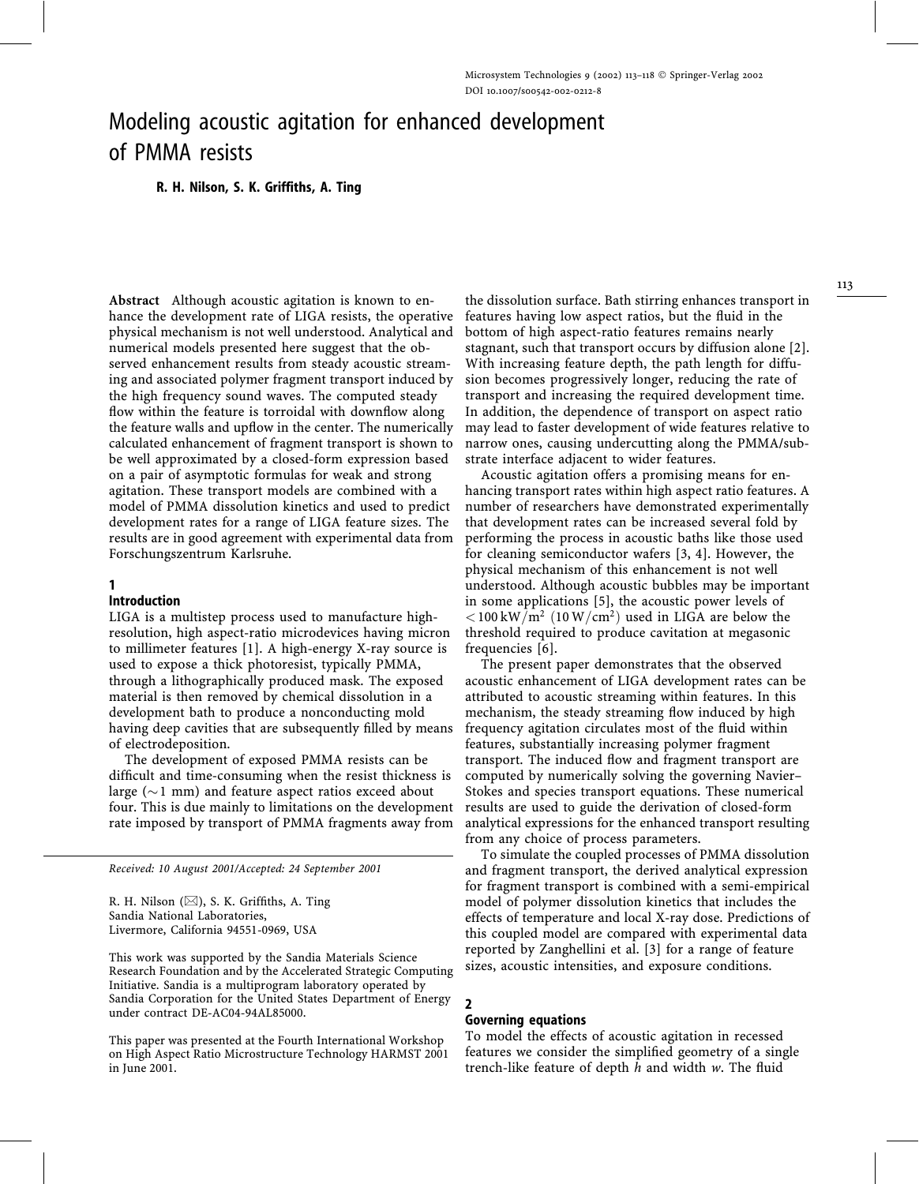# Modeling acoustic agitation for enhanced development of PMMA resists

**R. H. Nilson, S. K. Griffiths, A. Ting**

**Abstract** Although acoustic agitation is known to enhance the development rate of LIGA resists, the operative physical mechanism is not well understood. Analytical and numerical models presented here suggest that the observed enhancement results from steady acoustic streaming and associated polymer fragment transport induced by the high frequency sound waves. The computed steady flow within the feature is torroidal with downflow along the feature walls and upflow in the center. The numerically calculated enhancement of fragment transport is shown to be well approximated by a closed-form expression based on a pair of asymptotic formulas for weak and strong agitation. These transport models are combined with a model of PMMA dissolution kinetics and used to predict development rates for a range of LIGA feature sizes. The results are in good agreement with experimental data from Forschungszentrum Karlsruhe.

## 1 Introduction

LIGA is a multistep process used to manufacture high-resolution, high aspect-ratio microdevices having micron to millimeter features [1]. A high-energy X-ray source is used to expose a thick photoresist, typically PMMA, through a lithographically produced mask. The exposed material is then removed by chemical dissolution in a development bath to produce a nonconducting mold having deep cavities that are subsequently filled by means of electrodeposition.

The development of exposed PMMA resists can be difficult and time-consuming when the resist thickness is large ($\sim$1 mm) and feature aspect ratios exceed about four. This is due mainly to limitations on the development rate imposed by transport of PMMA fragments away from the dissolution surface. Bath stirring enhances transport in features having low aspect ratios, but the fluid in the bottom of high aspect-ratio features remains nearly stagnant, such that transport occurs by diffusion alone [2]. With increasing feature depth, the path length for diffusion becomes progressively longer, reducing the rate of transport and increasing the required development time. In addition, the dependence of transport on aspect ratio may lead to faster development of wide features relative to narrow ones, causing undercutting along the PMMA/substrate interface adjacent to wider features.

Acoustic agitation offers a promising means for enhancing transport rates within high aspect ratio features. A number of researchers have demonstrated experimentally that development rates can be increased several fold by performing the process in acoustic baths like those used for cleaning semiconductor wafers [3, 4]. However, the physical mechanism of this enhancement is not well understood. Although acoustic bubbles may be important in some applications [5], the acoustic power levels of $< 100\,\mathrm{kW/m^2}$ $(10\,\mathrm{W/cm^2})$ used in LIGA are below the threshold required to produce cavitation at megasonic frequencies [6].

The present paper demonstrates that the observed acoustic enhancement of LIGA development rates can be attributed to acoustic streaming within features. In this mechanism, the steady streaming flow induced by high frequency agitation circulates most of the fluid within features, substantially increasing polymer fragment transport. The induced flow and fragment transport are computed by numerically solving the governing Navier–Stokes and species transport equations. These numerical results are used to guide the derivation of closed-form analytical expressions for the enhanced transport resulting from any choice of process parameters.

To simulate the coupled processes of PMMA dissolution and fragment transport, the derived analytical expression for fragment transport is combined with a semi-empirical model of polymer dissolution kinetics that includes the effects of temperature and local X-ray dose. Predictions of this coupled model are compared with experimental data reported by Zanghellini et al. [3] for a range of feature sizes, acoustic intensities, and exposure conditions.

## 2 Governing equations

To model the effects of acoustic agitation in recessed features we consider the simplified geometry of a single trench-like feature of depth $h$ and width $w$. The fluid

---

Received: 10 August 2001/Accepted: 24 September 2001

R. H. Nilson (✉), S. K. Griffiths, A. Ting
Sandia National Laboratories,
Livermore, California 94551-0969, USA

This work was supported by the Sandia Materials Science Research Foundation and by the Accelerated Strategic Computing Initiative. Sandia is a multiprogram laboratory operated by Sandia Corporation for the United States Department of Energy under contract DE-AC04-94AL85000.

This paper was presented at the Fourth International Workshop on High Aspect Ratio Microstructure Technology HARMST 2001 in June 2001.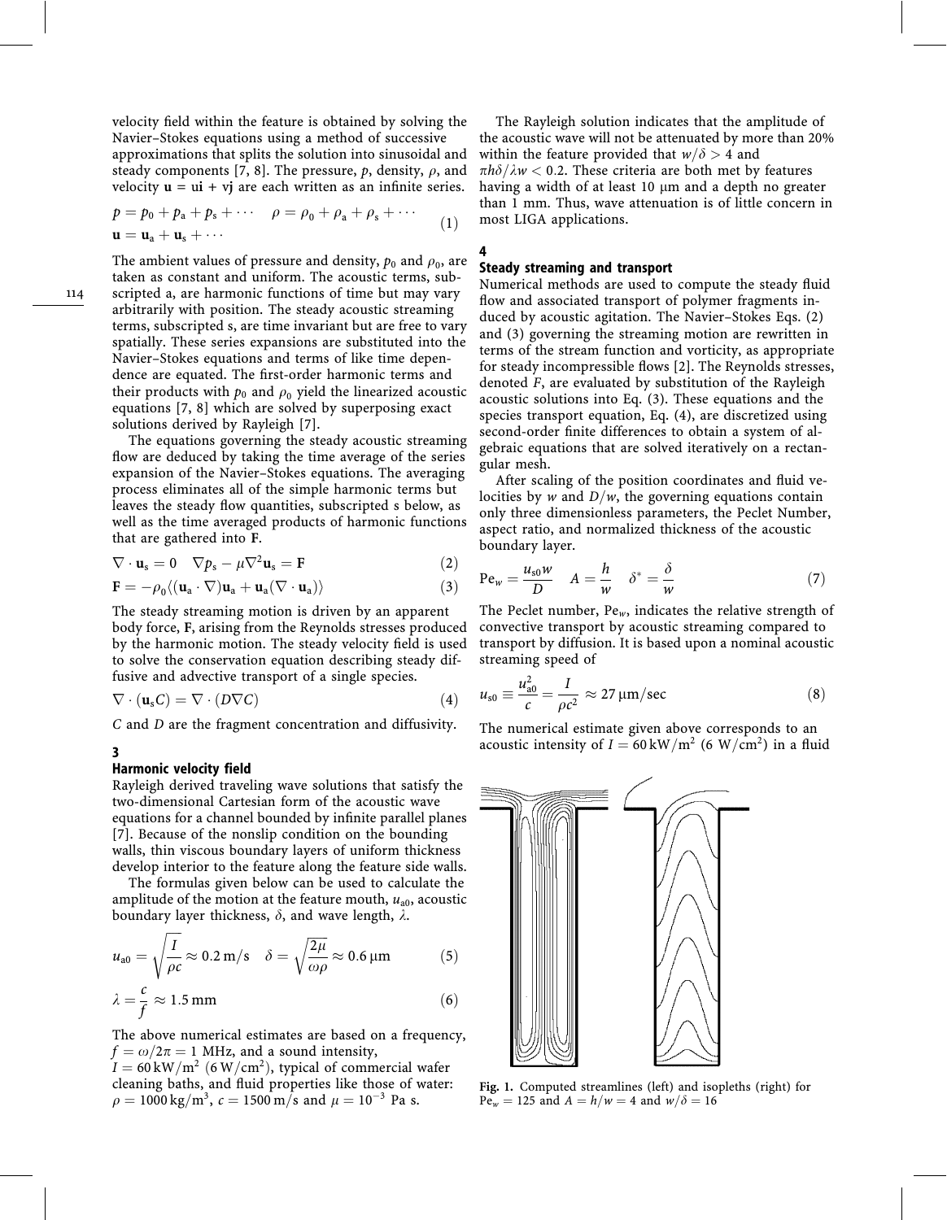velocity field within the feature is obtained by solving the Navier–Stokes equations using a method of successive approximations that splits the solution into sinusoidal and steady components [7, 8]. The pressure, $p$, density, $\rho$, and velocity $\mathbf{u} = u\mathbf{i} + v\mathbf{j}$ are each written as an infinite series.

$$
\begin{aligned}
p &= p_0 + p_a + p_s + \cdots \quad \rho = \rho_0 + \rho_a + \rho_s + \cdots \\
\mathbf{u} &= \mathbf{u}_a + \mathbf{u}_s + \cdots
\end{aligned}
\tag{1}
$$

The ambient values of pressure and density, $p_0$ and $\rho_0$, are taken as constant and uniform. The acoustic terms, subscripted a, are harmonic functions of time but may vary arbitrarily with position. The steady acoustic streaming terms, subscripted s, are time invariant but are free to vary spatially. These series expansions are substituted into the Navier–Stokes equations and terms of like time dependence are equated. The first-order harmonic terms and their products with $p_0$ and $\rho_0$ yield the linearized acoustic equations [7, 8] which are solved by superposing exact solutions derived by Rayleigh [7].

The equations governing the steady acoustic streaming flow are deduced by taking the time average of the series expansion of the Navier–Stokes equations. The averaging process eliminates all of the simple harmonic terms but leaves the steady flow quantities, subscripted s below, as well as the time averaged products of harmonic functions that are gathered into $\mathbf{F}$.

$$
\nabla \cdot \mathbf{u}_s = 0 \quad \nabla p_s - \mu \nabla^2 \mathbf{u}_s = \mathbf{F} \tag{2}
$$

$$
\mathbf{F} = -\rho_0 \langle (\mathbf{u}_a \cdot \nabla)\mathbf{u}_a + \mathbf{u}_a(\nabla \cdot \mathbf{u}_a) \rangle \tag{3}
$$

The steady streaming motion is driven by an apparent body force, $\mathbf{F}$, arising from the Reynolds stresses produced by the harmonic motion. The steady velocity field is used to solve the conservation equation describing steady diffusive and advective transport of a single species.

$$
\nabla \cdot (\mathbf{u}_s C) = \nabla \cdot (D \nabla C) \tag{4}
$$

$C$ and $D$ are the fragment concentration and diffusivity.

## 3
## Harmonic velocity field

Rayleigh derived traveling wave solutions that satisfy the two-dimensional Cartesian form of the acoustic wave equations for a channel bounded by infinite parallel planes [7]. Because of the nonslip condition on the bounding walls, thin viscous boundary layers of uniform thickness develop interior to the feature along the feature side walls.

The formulas given below can be used to calculate the amplitude of the motion at the feature mouth, $u_{a0}$, acoustic boundary layer thickness, $\delta$, and wave length, $\lambda$.

$$
u_{a0} = \sqrt{\frac{I}{\rho c}} \approx 0.2\,\text{m/s} \quad \delta = \sqrt{\frac{2\mu}{\omega \rho}} \approx 0.6\,\mu\text{m} \tag{5}
$$

$$
\lambda = \frac{c}{f} \approx 1.5\,\text{mm} \tag{6}
$$

The above numerical estimates are based on a frequency, $f = \omega/2\pi = 1$ MHz, and a sound intensity, $I = 60\,\text{kW/m}^2$ ($6\,\text{W/cm}^2$), typical of commercial wafer cleaning baths, and fluid properties like those of water: $\rho = 1000\,\text{kg/m}^3$, $c = 1500\,\text{m/s}$ and $\mu = 10^{-3}$ Pa s.

The Rayleigh solution indicates that the amplitude of the acoustic wave will not be attenuated by more than 20% within the feature provided that $w/\delta > 4$ and $\pi h \delta / \lambda w < 0.2$. These criteria are both met by features having a width of at least 10 μm and a depth no greater than 1 mm. Thus, wave attenuation is of little concern in most LIGA applications.

## 4
## Steady streaming and transport

Numerical methods are used to compute the steady fluid flow and associated transport of polymer fragments induced by acoustic agitation. The Navier–Stokes Eqs. (2) and (3) governing the streaming motion are rewritten in terms of the stream function and vorticity, as appropriate for steady incompressible flows [2]. The Reynolds stresses, denoted $F$, are evaluated by substitution of the Rayleigh acoustic solutions into Eq. (3). These equations and the species transport equation, Eq. (4), are discretized using second-order finite differences to obtain a system of algebraic equations that are solved iteratively on a rectangular mesh.

After scaling of the position coordinates and fluid velocities by $w$ and $D/w$, the governing equations contain only three dimensionless parameters, the Peclet Number, aspect ratio, and normalized thickness of the acoustic boundary layer.

$$
\text{Pe}_w = \frac{u_{s0} w}{D} \quad A = \frac{h}{w} \quad \delta^* = \frac{\delta}{w} \tag{7}
$$

The Peclet number, $\text{Pe}_w$, indicates the relative strength of convective transport by acoustic streaming compared to transport by diffusion. It is based upon a nominal acoustic streaming speed of

$$
u_{s0} \equiv \frac{u_{a0}^2}{c} = \frac{I}{\rho c^2} \approx 27\,\mu\text{m/sec} \tag{8}
$$

The numerical estimate given above corresponds to an acoustic intensity of $I = 60\,\text{kW/m}^2$ ($6\,\text{W/cm}^2$) in a fluid

Fig. 1. Computed streamlines (left) and isopleths (right) for $\text{Pe}_w = 125$ and $A = h/w = 4$ and $w/\delta = 16$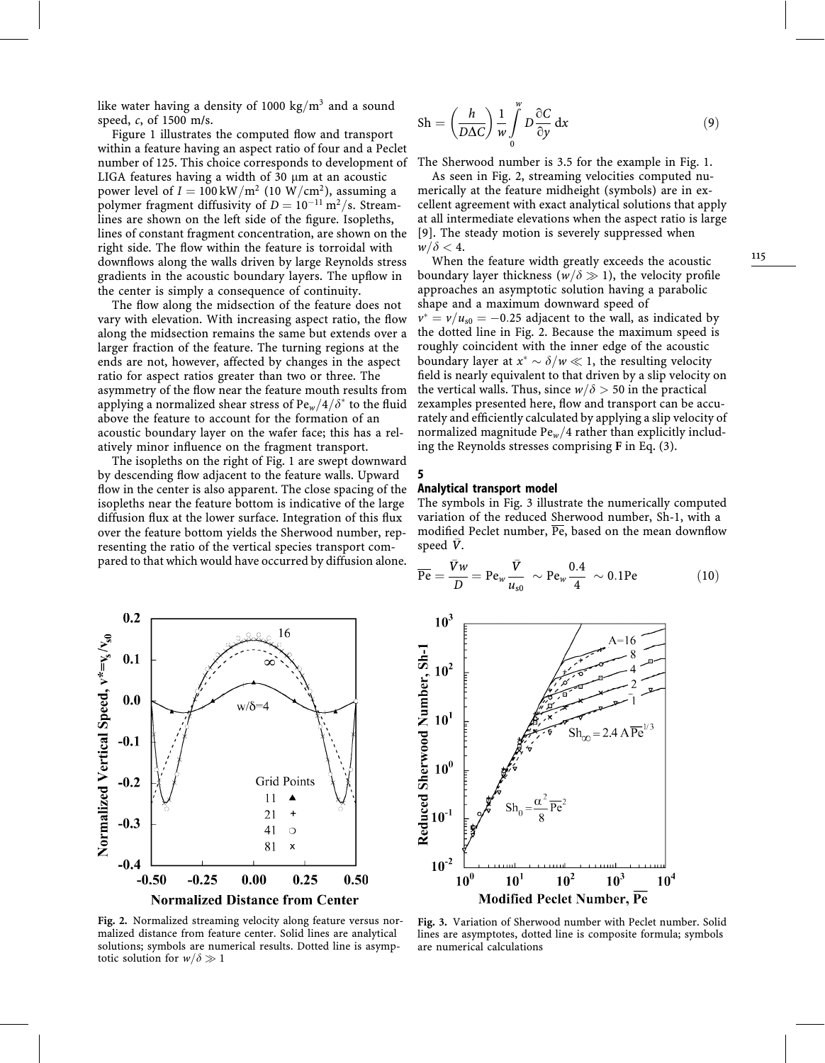like water having a density of 1000 kg/m$^3$ and a sound speed, $c$, of 1500 m/s.

Figure 1 illustrates the computed flow and transport within a feature having an aspect ratio of four and a Peclet number of 125. This choice corresponds to development of LIGA features having a width of 30 μm at an acoustic power level of $I = 100\,\mathrm{kW/m^2}$ (10 W/cm$^2$), assuming a polymer fragment diffusivity of $D = 10^{-11}\,\mathrm{m^2/s}$. Streamlines are shown on the left side of the figure. Isopleths, lines of constant fragment concentration, are shown on the right side. The flow within the feature is torroidal with downflows along the walls driven by large Reynolds stress gradients in the acoustic boundary layers. The upflow in the center is simply a consequence of continuity.

The flow along the midsection of the feature does not vary with elevation. With increasing aspect ratio, the flow along the midsection remains the same but extends over a larger fraction of the feature. The turning regions at the ends are not, however, affected by changes in the aspect ratio for aspect ratios greater than two or three. The asymmetry of the flow near the feature mouth results from applying a normalized shear stress of $\mathrm{Pe}_w/4/\delta^*$ to the fluid above the feature to account for the formation of an acoustic boundary layer on the wafer face; this has a relatively minor influence on the fragment transport.

The isopleths on the right of Fig. 1 are swept downward by descending flow adjacent to the feature walls. Upward flow in the center is also apparent. The close spacing of the isopleths near the feature bottom is indicative of the large diffusion flux at the lower surface. Integration of this flux over the feature bottom yields the Sherwood number, representing the ratio of the vertical species transport compared to that which would have occurred by diffusion alone.

$$\mathrm{Sh} = \left(\frac{h}{D\Delta C}\right)\frac{1}{w}\int_0^w D\frac{\partial C}{\partial y}\,\mathrm{d}x \tag{9}$$

The Sherwood number is 3.5 for the example in Fig. 1.

As seen in Fig. 2, streaming velocities computed numerically at the feature midheight (symbols) are in excellent agreement with exact analytical solutions that apply at all intermediate elevations when the aspect ratio is large [9]. The steady motion is severely suppressed when $w/\delta < 4$.

When the feature width greatly exceeds the acoustic boundary layer thickness ($w/\delta \gg 1$), the velocity profile approaches an asymptotic solution having a parabolic shape and a maximum downward speed of $v^* = v/u_{s0} = -0.25$ adjacent to the wall, as indicated by the dotted line in Fig. 2. Because the maximum speed is roughly coincident with the inner edge of the acoustic boundary layer at $x^* \sim \delta/w \ll 1$, the resulting velocity field is nearly equivalent to that driven by a slip velocity on the vertical walls. Thus, since $w/\delta > 50$ in the practical zexamples presented here, flow and transport can be accurately and efficiently calculated by applying a slip velocity of normalized magnitude $\mathrm{Pe}_w/4$ rather than explicitly including the Reynolds stresses comprising $\mathbf{F}$ in Eq. (3).

## 5
## Analytical transport model

The symbols in Fig. 3 illustrate the numerically computed variation of the reduced Sherwood number, Sh-1, with a modified Peclet number, $\overline{\mathrm{Pe}}$, based on the mean downflow speed $\bar{V}$.

$$\overline{\mathrm{Pe}} = \frac{\bar{V}w}{D} = \mathrm{Pe}_w\frac{\bar{V}}{u_{s0}} \sim \mathrm{Pe}_w\frac{0.4}{4} \sim 0.1\mathrm{Pe} \tag{10}$$

Fig. 2. Normalized streaming velocity along feature versus normalized distance from feature center. Solid lines are analytical solutions; symbols are numerical results. Dotted line is asymptotic solution for $w/\delta \gg 1$

Fig. 3. Variation of Sherwood number with Peclet number. Solid lines are asymptotes, dotted line is composite formula; symbols are numerical calculations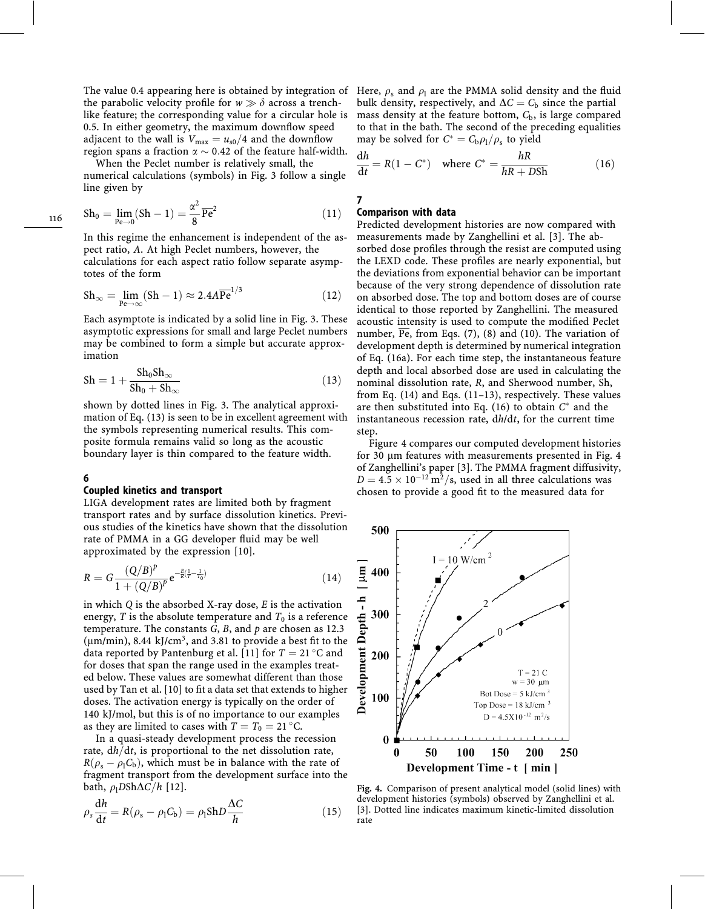The value 0.4 appearing here is obtained by integration of the parabolic velocity profile for $w \gg \delta$ across a trench-like feature; the corresponding value for a circular hole is 0.5. In either geometry, the maximum downflow speed adjacent to the wall is $V_{\max} = u_{s0}/4$ and the downflow region spans a fraction $\alpha \sim 0.42$ of the feature half-width.

When the Peclet number is relatively small, the numerical calculations (symbols) in Fig. 3 follow a single line given by

$$\mathrm{Sh}_0 = \lim_{\mathrm{Pe}\to 0}(\mathrm{Sh} - 1) = \frac{\alpha^2}{8}\overline{\mathrm{Pe}}^2 \tag{11}$$

In this regime the enhancement is independent of the aspect ratio, $A$. At high Peclet numbers, however, the calculations for each aspect ratio follow separate asymptotes of the form

$$\mathrm{Sh}_\infty = \lim_{\mathrm{Pe}\to\infty}(\mathrm{Sh} - 1) \approx 2.4A\overline{\mathrm{Pe}}^{1/3} \tag{12}$$

Each asymptote is indicated by a solid line in Fig. 3. These asymptotic expressions for small and large Peclet numbers may be combined to form a simple but accurate approximation

$$\mathrm{Sh} = 1 + \frac{\mathrm{Sh}_0\mathrm{Sh}_\infty}{\mathrm{Sh}_0 + \mathrm{Sh}_\infty} \tag{13}$$

shown by dotted lines in Fig. 3. The analytical approximation of Eq. (13) is seen to be in excellent agreement with the symbols representing numerical results. This composite formula remains valid so long as the acoustic boundary layer is thin compared to the feature width.

## 6 Coupled kinetics and transport

LIGA development rates are limited both by fragment transport rates and by surface dissolution kinetics. Previous studies of the kinetics have shown that the dissolution rate of PMMA in a GG developer fluid may be well approximated by the expression [10].

$$R = G\frac{(Q/B)^p}{1 + (Q/B)^p}\mathrm{e}^{-\frac{E}{R}\left(\frac{1}{T} - \frac{1}{T_0}\right)} \tag{14}$$

in which $Q$ is the absorbed X-ray dose, $E$ is the activation energy, $T$ is the absolute temperature and $T_0$ is a reference temperature. The constants $G$, $B$, and $p$ are chosen as 12.3 (μm/min), 8.44 kJ/cm$^3$, and 3.81 to provide a best fit to the data reported by Pantenburg et al. [11] for $T = 21\,^\circ$C and for doses that span the range used in the examples treated below. These values are somewhat different than those used by Tan et al. [10] to fit a data set that extends to higher doses. The activation energy is typically on the order of 140 kJ/mol, but this is of no importance to our examples as they are limited to cases with $T = T_0 = 21\,^\circ$C.

In a quasi-steady development process the recession rate, $\mathrm{d}h/\mathrm{d}t$, is proportional to the net dissolution rate, $R(\rho_s - \rho_l C_b)$, which must be in balance with the rate of fragment transport from the development surface into the bath, $\rho_l D \mathrm{Sh}\Delta C/h$ [12].

$$\rho_s\frac{\mathrm{d}h}{\mathrm{d}t} = R(\rho_s - \rho_l C_b) = \rho_l \mathrm{Sh} D\frac{\Delta C}{h} \tag{15}$$

Here, $\rho_s$ and $\rho_l$ are the PMMA solid density and the fluid bulk density, respectively, and $\Delta C = C_b$ since the partial mass density at the feature bottom, $C_b$, is large compared to that in the bath. The second of the preceding equalities may be solved for $C^* = C_b\rho_l/\rho_s$ to yield

$$\frac{\mathrm{d}h}{\mathrm{d}t} = R(1 - C^*) \quad \text{where } C^* = \frac{hR}{hR + D\mathrm{Sh}} \tag{16}$$

## 7 Comparison with data

Predicted development histories are now compared with measurements made by Zanghellini et al. [3]. The absorbed dose profiles through the resist are computed using the LEXD code. These profiles are nearly exponential, but the deviations from exponential behavior can be important because of the very strong dependence of dissolution rate on absorbed dose. The top and bottom doses are of course identical to those reported by Zanghellini. The measured acoustic intensity is used to compute the modified Peclet number, $\overline{\mathrm{Pe}}$, from Eqs. (7), (8) and (10). The variation of development depth is determined by numerical integration of Eq. (16a). For each time step, the instantaneous feature depth and local absorbed dose are used in calculating the nominal dissolution rate, $R$, and Sherwood number, Sh, from Eq. (14) and Eqs. (11–13), respectively. These values are then substituted into Eq. (16) to obtain $C^*$ and the instantaneous recession rate, $\mathrm{d}h/\mathrm{d}t$, for the current time step.

Figure 4 compares our computed development histories for 30 μm features with measurements presented in Fig. 4 of Zanghellini's paper [3]. The PMMA fragment diffusivity, $D = 4.5 \times 10^{-12}$ m$^2$/s, used in all three calculations was chosen to provide a good fit to the measured data for

**Fig. 4.** Comparison of present analytical model (solid lines) with development histories (symbols) observed by Zanghellini et al. [3]. Dotted line indicates maximum kinetic-limited dissolution rate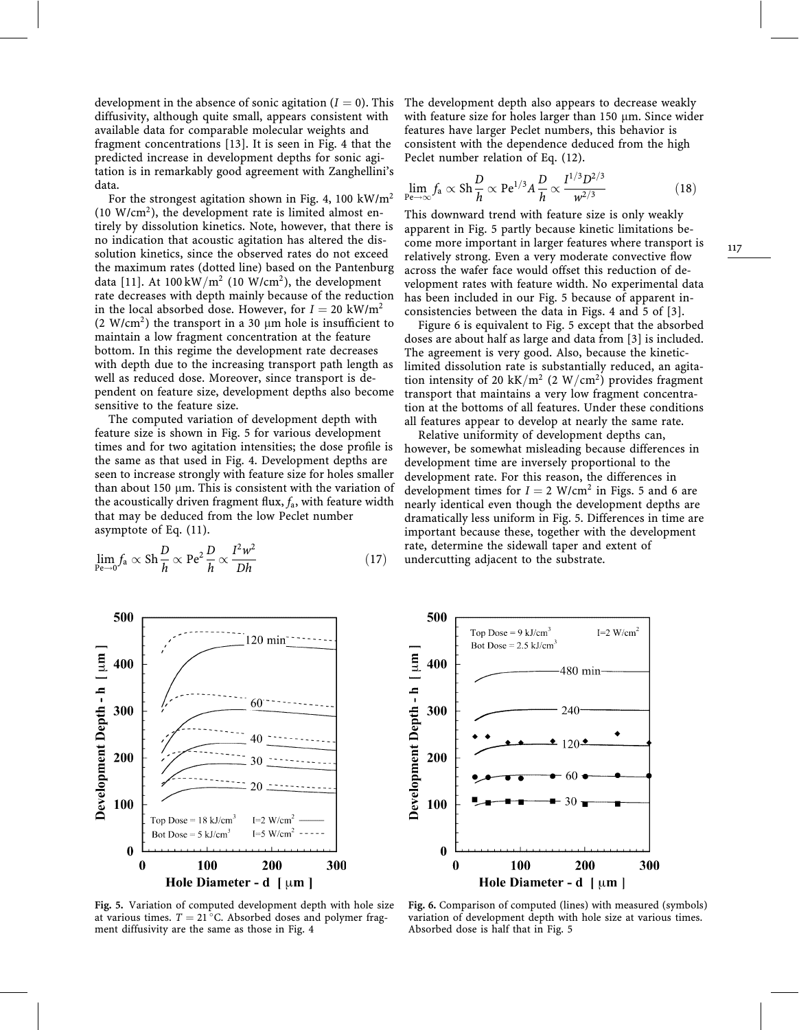development in the absence of sonic agitation ($I = 0$). This diffusivity, although quite small, appears consistent with available data for comparable molecular weights and fragment concentrations [13]. It is seen in Fig. 4 that the predicted increase in development depths for sonic agitation is in remarkably good agreement with Zanghellini's data.

For the strongest agitation shown in Fig. 4, 100 kW/m$^2$ (10 W/cm$^2$), the development rate is limited almost entirely by dissolution kinetics. Note, however, that there is no indication that acoustic agitation has altered the dissolution kinetics, since the observed rates do not exceed the maximum rates (dotted line) based on the Pantenburg data [11]. At 100 kW/m$^2$ (10 W/cm$^2$), the development rate decreases with depth mainly because of the reduction in the local absorbed dose. However, for $I = 20$ kW/m$^2$ (2 W/cm$^2$) the transport in a 30 μm hole is insufficient to maintain a low fragment concentration at the feature bottom. In this regime the development rate decreases with depth due to the increasing transport path length as well as reduced dose. Moreover, since transport is dependent on feature size, development depths also become sensitive to the feature size.

The computed variation of development depth with feature size is shown in Fig. 5 for various development times and for two agitation intensities; the dose profile is the same as that used in Fig. 4. Development depths are seen to increase strongly with feature size for holes smaller than about 150 μm. This is consistent with the variation of the acoustically driven fragment flux, $f_a$, with feature width that may be deduced from the low Peclet number asymptote of Eq. (11).

$$\lim_{\mathrm{Pe}\to 0} f_a \propto \mathrm{Sh}\frac{D}{h} \propto \mathrm{Pe}^2\frac{D}{h} \propto \frac{I^2 w^2}{Dh} \tag{17}$$

The development depth also appears to decrease weakly with feature size for holes larger than 150 μm. Since wider features have larger Peclet numbers, this behavior is consistent with the dependence deduced from the high Peclet number relation of Eq. (12).

$$\lim_{\mathrm{Pe}\to \infty} f_a \propto \mathrm{Sh}\frac{D}{h} \propto \mathrm{Pe}^{1/3}A\frac{D}{h} \propto \frac{I^{1/3}D^{2/3}}{w^{2/3}} \tag{18}$$

This downward trend with feature size is only weakly apparent in Fig. 5 partly because kinetic limitations become more important in larger features where transport is relatively strong. Even a very moderate convective flow across the wafer face would offset this reduction of development rates with feature width. No experimental data has been included in our Fig. 5 because of apparent inconsistencies between the data in Figs. 4 and 5 of [3].

Figure 6 is equivalent to Fig. 5 except that the absorbed doses are about half as large and data from [3] is included. The agreement is very good. Also, because the kinetic-limited dissolution rate is substantially reduced, an agitation intensity of 20 kK/m$^2$ (2 W/cm$^2$) provides fragment transport that maintains a very low fragment concentration at the bottoms of all features. Under these conditions all features appear to develop at nearly the same rate.

Relative uniformity of development depths can, however, be somewhat misleading because differences in development time are inversely proportional to the development rate. For this reason, the differences in development times for $I = 2$ W/cm$^2$ in Figs. 5 and 6 are nearly identical even though the development depths are dramatically less uniform in Fig. 5. Differences in time are important because these, together with the development rate, determine the sidewall taper and extent of undercutting adjacent to the substrate.

**Fig. 5.** Variation of computed development depth with hole size at various times. $T = 21\,^\circ$C. Absorbed doses and polymer fragment diffusivity are the same as those in Fig. 4

**Fig. 6.** Comparison of computed (lines) with measured (symbols) variation of development depth with hole size at various times. Absorbed dose is half that in Fig. 5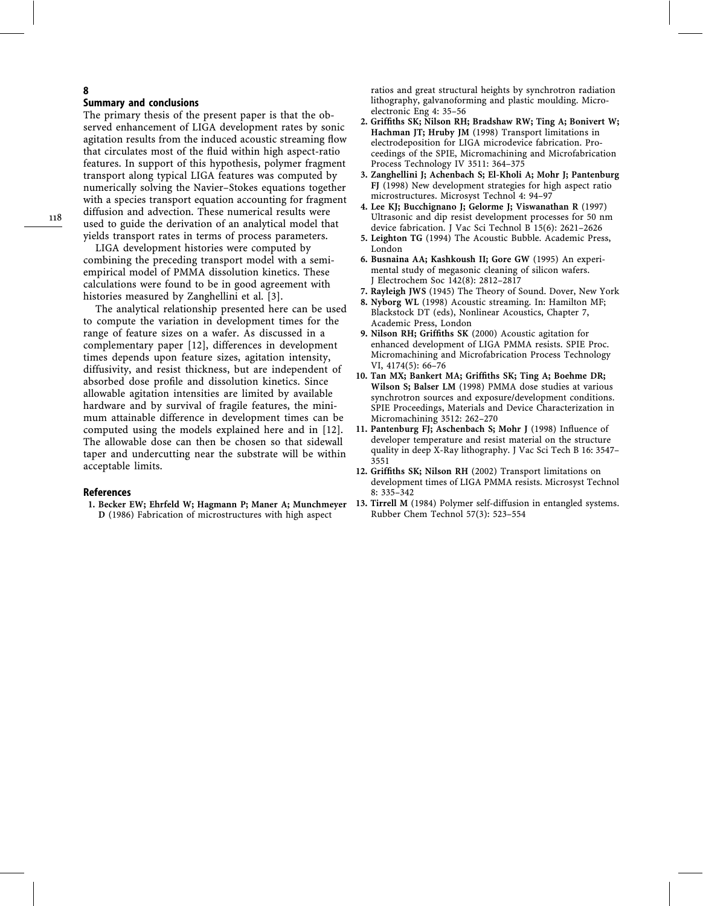## 8 Summary and conclusions

The primary thesis of the present paper is that the observed enhancement of LIGA development rates by sonic agitation results from the induced acoustic streaming flow that circulates most of the fluid within high aspect-ratio features. In support of this hypothesis, polymer fragment transport along typical LIGA features was computed by numerically solving the Navier–Stokes equations together with a species transport equation accounting for fragment diffusion and advection. These numerical results were used to guide the derivation of an analytical model that yields transport rates in terms of process parameters.

LIGA development histories were computed by combining the preceding transport model with a semi-empirical model of PMMA dissolution kinetics. These calculations were found to be in good agreement with histories measured by Zanghellini et al. [3].

The analytical relationship presented here can be used to compute the variation in development times for the range of feature sizes on a wafer. As discussed in a complementary paper [12], differences in development times depends upon feature sizes, agitation intensity, diffusivity, and resist thickness, but are independent of absorbed dose profile and dissolution kinetics. Since allowable agitation intensities are limited by available hardware and by survival of fragile features, the minimum attainable difference in development times can be computed using the models explained here and in [12]. The allowable dose can then be chosen so that sidewall taper and undercutting near the substrate will be within acceptable limits.

## References

1. **Becker EW; Ehrfeld W; Hagmann P; Maner A; Munchmeyer D** (1986) Fabrication of microstructures with high aspect ratios and great structural heights by synchrotron radiation lithography, galvanoforming and plastic moulding. Microelectronic Eng 4: 35–56
2. **Griffiths SK; Nilson RH; Bradshaw RW; Ting A; Bonivert W; Hachman JT; Hruby JM** (1998) Transport limitations in electrodeposition for LIGA microdevice fabrication. Proceedings of the SPIE, Micromachining and Microfabrication Process Technology IV 3511: 364–375
3. **Zanghellini J; Achenbach S; El-Kholi A; Mohr J; Pantenburg FJ** (1998) New development strategies for high aspect ratio microstructures. Microsyst Technol 4: 94–97
4. **Lee KJ; Bucchignano J; Gelorme J; Viswanathan R** (1997) Ultrasonic and dip resist development processes for 50 nm device fabrication. J Vac Sci Technol B 15(6): 2621–2626
5. **Leighton TG** (1994) The Acoustic Bubble. Academic Press, London
6. **Busnaina AA; Kashkoush II; Gore GW** (1995) An experimental study of megasonic cleaning of silicon wafers. J Electrochem Soc 142(8): 2812–2817
7. **Rayleigh JWS** (1945) The Theory of Sound. Dover, New York
8. **Nyborg WL** (1998) Acoustic streaming. In: Hamilton MF; Blackstock DT (eds), Nonlinear Acoustics, Chapter 7, Academic Press, London
9. **Nilson RH; Griffiths SK** (2000) Acoustic agitation for enhanced development of LIGA PMMA resists. SPIE Proc. Micromachining and Microfabrication Process Technology VI, 4174(5): 66–76
10. **Tan MX; Bankert MA; Griffiths SK; Ting A; Boehme DR; Wilson S; Balser LM** (1998) PMMA dose studies at various synchrotron sources and exposure/development conditions. SPIE Proceedings, Materials and Device Characterization in Micromachining 3512: 262–270
11. **Pantenburg FJ; Aschenbach S; Mohr J** (1998) Influence of developer temperature and resist material on the structure quality in deep X-Ray lithography. J Vac Sci Tech B 16: 3547–3551
12. **Griffiths SK; Nilson RH** (2002) Transport limitations on development times of LIGA PMMA resists. Microsyst Technol 8: 335–342
13. **Tirrell M** (1984) Polymer self-diffusion in entangled systems. Rubber Chem Technol 57(3): 523–554